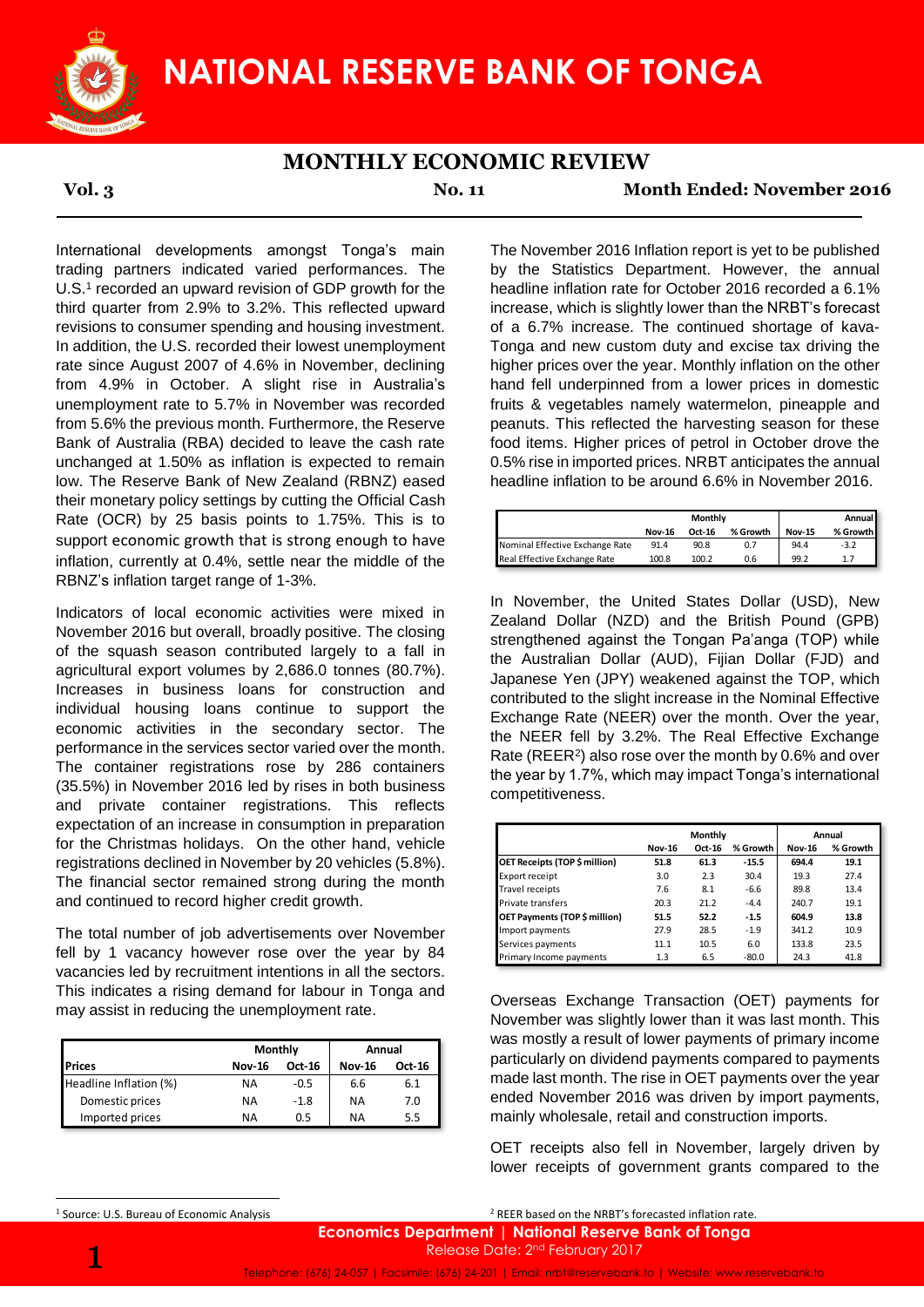# NATIONAL RESERVE BANK OF TONGA

## MONTHLY ECONOMIC REVIEW

**Vol. 3** **No. 11** **Month Ended: November 2016**

International developments amongst Tonga's main trading partners indicated varied performances. The U.S.[1] recorded an upward revision of GDP growth for the third quarter from 2.9% to 3.2%. This reflected upward revisions to consumer spending and housing investment. In addition, the U.S. recorded their lowest unemployment rate since August 2007 of 4.6% in November, declining from 4.9% in October. A slight rise in Australia's unemployment rate to 5.7% in November was recorded from 5.6% the previous month. Furthermore, the Reserve Bank of Australia (RBA) decided to leave the cash rate unchanged at 1.50% as inflation is expected to remain low. The Reserve Bank of New Zealand (RBNZ) eased their monetary policy settings by cutting the Official Cash Rate (OCR) by 25 basis points to 1.75%. This is to support economic growth that is strong enough to have inflation, currently at 0.4%, settle near the middle of the RBNZ's inflation target range of 1-3%.

Indicators of local economic activities were mixed in November 2016 but overall, broadly positive. The closing of the squash season contributed largely to a fall in agricultural export volumes by 2,686.0 tonnes (80.7%). Increases in business loans for construction and individual housing loans continue to support the economic activities in the secondary sector. The performance in the services sector varied over the month. The container registrations rose by 286 containers (35.5%) in November 2016 led by rises in both business and private container registrations. This reflects expectation of an increase in consumption in preparation for the Christmas holidays. On the other hand, vehicle registrations declined in November by 20 vehicles (5.8%). The financial sector remained strong during the month and continued to record higher credit growth.

The total number of job advertisements over November fell by 1 vacancy however rose over the year by 84 vacancies led by recruitment intentions in all the sectors. This indicates a rising demand for labour in Tonga and may assist in reducing the unemployment rate.

| | Monthly | | Annual | |
|---|---|---|---|---|
| **Prices** | **Nov-16** | **Oct-16** | **Nov-16** | **Oct-16** |
| Headline Inflation (%) | NA | -0.5 | 6.6 | 6.1 |
| Domestic prices | NA | -1.8 | NA | 7.0 |
| Imported prices | NA | 0.5 | NA | 5.5 |

The November 2016 Inflation report is yet to be published by the Statistics Department. However, the annual headline inflation rate for October 2016 recorded a 6.1% increase, which is slightly lower than the NRBT's forecast of a 6.7% increase. The continued shortage of kava-Tonga and new custom duty and excise tax driving the higher prices over the year. Monthly inflation on the other hand fell underpinned from a lower prices in domestic fruits & vegetables namely watermelon, pineapple and peanuts. This reflected the harvesting season for these food items. Higher prices of petrol in October drove the 0.5% rise in imported prices. NRBT anticipates the annual headline inflation to be around 6.6% in November 2016.

| | Monthly | | | Annual | |
|---|---|---|---|---|---|
| | **Nov-16** | **Oct-16** | **% Growth** | **Nov-15** | **% Growth** |
| Nominal Effective Exchange Rate | 91.4 | 90.8 | 0.7 | 94.4 | -3.2 |
| Real Effective Exchange Rate | 100.8 | 100.2 | 0.6 | 99.2 | 1.7 |

In November, the United States Dollar (USD), New Zealand Dollar (NZD) and the British Pound (GPB) strengthened against the Tongan Pa'anga (TOP) while the Australian Dollar (AUD), Fijian Dollar (FJD) and Japanese Yen (JPY) weakened against the TOP, which contributed to the slight increase in the Nominal Effective Exchange Rate (NEER) over the month. Over the year, the NEER fell by 3.2%. The Real Effective Exchange Rate (REER[2]) also rose over the month by 0.6% and over the year by 1.7%, which may impact Tonga's international competitiveness.

| | Monthly | | | Annual | |
|---|---|---|---|---|---|
| | **Nov-16** | **Oct-16** | **% Growth** | **Nov-16** | **% Growth** |
| **OET Receipts (TOP $ million)** | **51.8** | **61.3** | **-15.5** | **694.4** | **19.1** |
| Export receipt | 3.0 | 2.3 | 30.4 | 19.3 | 27.4 |
| Travel receipts | 7.6 | 8.1 | -6.6 | 89.8 | 13.4 |
| Private transfers | 20.3 | 21.2 | -4.4 | 240.7 | 19.1 |
| **OET Payments (TOP $ million)** | **51.5** | **52.2** | **-1.5** | **604.9** | **13.8** |
| Import payments | 27.9 | 28.5 | -1.9 | 341.2 | 10.9 |
| Services payments | 11.1 | 10.5 | 6.0 | 133.8 | 23.5 |
| Primary Income payments | 1.3 | 6.5 | -80.0 | 24.3 | 41.8 |

Overseas Exchange Transaction (OET) payments for November was slightly lower than it was last month. This was mostly a result of lower payments of primary income particularly on dividend payments compared to payments made last month. The rise in OET payments over the year ended November 2016 was driven by import payments, mainly wholesale, retail and construction imports.

OET receipts also fell in November, largely driven by lower receipts of government grants compared to the

[1] Source: U.S. Bureau of Economic Analysis

[2] REER based on the NRBT's forecasted inflation rate.

**Economics Department | National Reserve Bank of Tonga**
Release Date: 2nd February 2017
Telephone: (676) 24-057 | Facsimile: (676) 24-201 | Email: nrbt@reservebank.to | Website: www.reservebank.to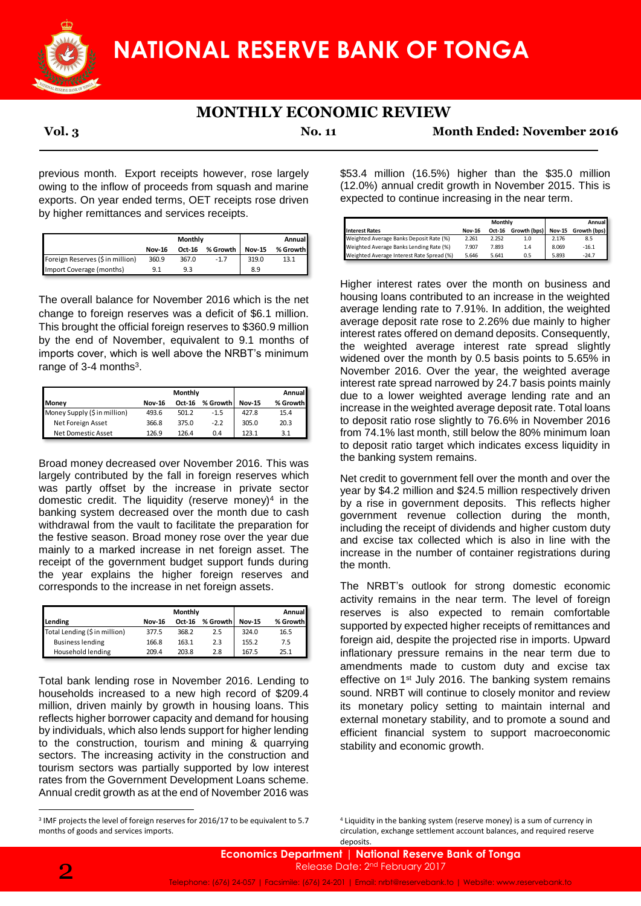previous month. Export receipts however, rose largely owing to the inflow of proceeds from squash and marine exports. On year ended terms, OET receipts rose driven by higher remittances and services receipts.

| | Monthly | | | Annual | |
|---|---|---|---|---|---|
| | Nov-16 | Oct-16 | % Growth | Nov-15 | % Growth |
| Foreign Reserves ($ in million) | 360.9 | 367.0 | -1.7 | 319.0 | 13.1 |
| Import Coverage (months) | 9.1 | 9.3 | | 8.9 | |

The overall balance for November 2016 which is the net change to foreign reserves was a deficit of $6.1 million. This brought the official foreign reserves to $360.9 million by the end of November, equivalent to 9.1 months of imports cover, which is well above the NRBT's minimum range of 3-4 months[3].

| | Monthly | | | Annual | |
|---|---|---|---|---|---|
| Money | Nov-16 | Oct-16 | % Growth | Nov-15 | % Growth |
| Money Supply ($ in million) | 493.6 | 501.2 | -1.5 | 427.8 | 15.4 |
| Net Foreign Asset | 366.8 | 375.0 | -2.2 | 305.0 | 20.3 |
| Net Domestic Asset | 126.9 | 126.4 | 0.4 | 123.1 | 3.1 |

Broad money decreased over November 2016. This was largely contributed by the fall in foreign reserves which was partly offset by the increase in private sector domestic credit. The liquidity (reserve money)[4] in the banking system decreased over the month due to cash withdrawal from the vault to facilitate the preparation for the festive season. Broad money rose over the year due mainly to a marked increase in net foreign asset. The receipt of the government budget support funds during the year explains the higher foreign reserves and corresponds to the increase in net foreign assets.

| | Monthly | | | Annual | |
|---|---|---|---|---|---|
| Lending | Nov-16 | Oct-16 | % Growth | Nov-15 | % Growth |
| Total Lending ($ in million) | 377.5 | 368.2 | 2.5 | 324.0 | 16.5 |
| Business lending | 166.8 | 163.1 | 2.3 | 155.2 | 7.5 |
| Household lending | 209.4 | 203.8 | 2.8 | 167.5 | 25.1 |

Total bank lending rose in November 2016. Lending to households increased to a new high record of $209.4 million, driven mainly by growth in housing loans. This reflects higher borrower capacity and demand for housing by individuals, which also lends support for higher lending to the construction, tourism and mining & quarrying sectors. The increasing activity in the construction and tourism sectors was partially supported by low interest rates from the Government Development Loans scheme. Annual credit growth as at the end of November 2016 was $53.4 million (16.5%) higher than the $35.0 million (12.0%) annual credit growth in November 2015. This is expected to continue increasing in the near term.

| | Monthly | | | Annual | |
|---|---|---|---|---|---|
| Interest Rates | Nov-16 | Oct-16 | Growth (bps) | Nov-15 | Growth (bps) |
| Weighted Average Banks Deposit Rate (%) | 2.261 | 2.252 | 1.0 | 2.176 | 8.5 |
| Weighted Average Banks Lending Rate (%) | 7.907 | 7.893 | 1.4 | 8.069 | -16.1 |
| Weighted Average Interest Rate Spread (%) | 5.646 | 5.641 | 0.5 | 5.893 | -24.7 |

Higher interest rates over the month on business and housing loans contributed to an increase in the weighted average lending rate to 7.91%. In addition, the weighted average deposit rate rose to 2.26% due mainly to higher interest rates offered on demand deposits. Consequently, the weighted average interest rate spread slightly widened over the month by 0.5 basis points to 5.65% in November 2016. Over the year, the weighted average interest rate spread narrowed by 24.7 basis points mainly due to a lower weighted average lending rate and an increase in the weighted average deposit rate. Total loans to deposit ratio rose slightly to 76.6% in November 2016 from 74.1% last month, still below the 80% minimum loan to deposit ratio target which indicates excess liquidity in the banking system remains.

Net credit to government fell over the month and over the year by $4.2 million and $24.5 million respectively driven by a rise in government deposits. This reflects higher government revenue collection during the month, including the receipt of dividends and higher custom duty and excise tax collected which is also in line with the increase in the number of container registrations during the month.

The NRBT's outlook for strong domestic economic activity remains in the near term. The level of foreign reserves is also expected to remain comfortable supported by expected higher receipts of remittances and foreign aid, despite the projected rise in imports. Upward inflationary pressure remains in the near term due to amendments made to custom duty and excise tax effective on 1st July 2016. The banking system remains sound. NRBT will continue to closely monitor and review its monetary policy setting to maintain internal and external monetary stability, and to promote a sound and efficient financial system to support macroeconomic stability and economic growth.

[3] IMF projects the level of foreign reserves for 2016/17 to be equivalent to 5.7 months of goods and services imports.

[4] Liquidity in the banking system (reserve money) is a sum of currency in circulation, exchange settlement account balances, and required reserve deposits.